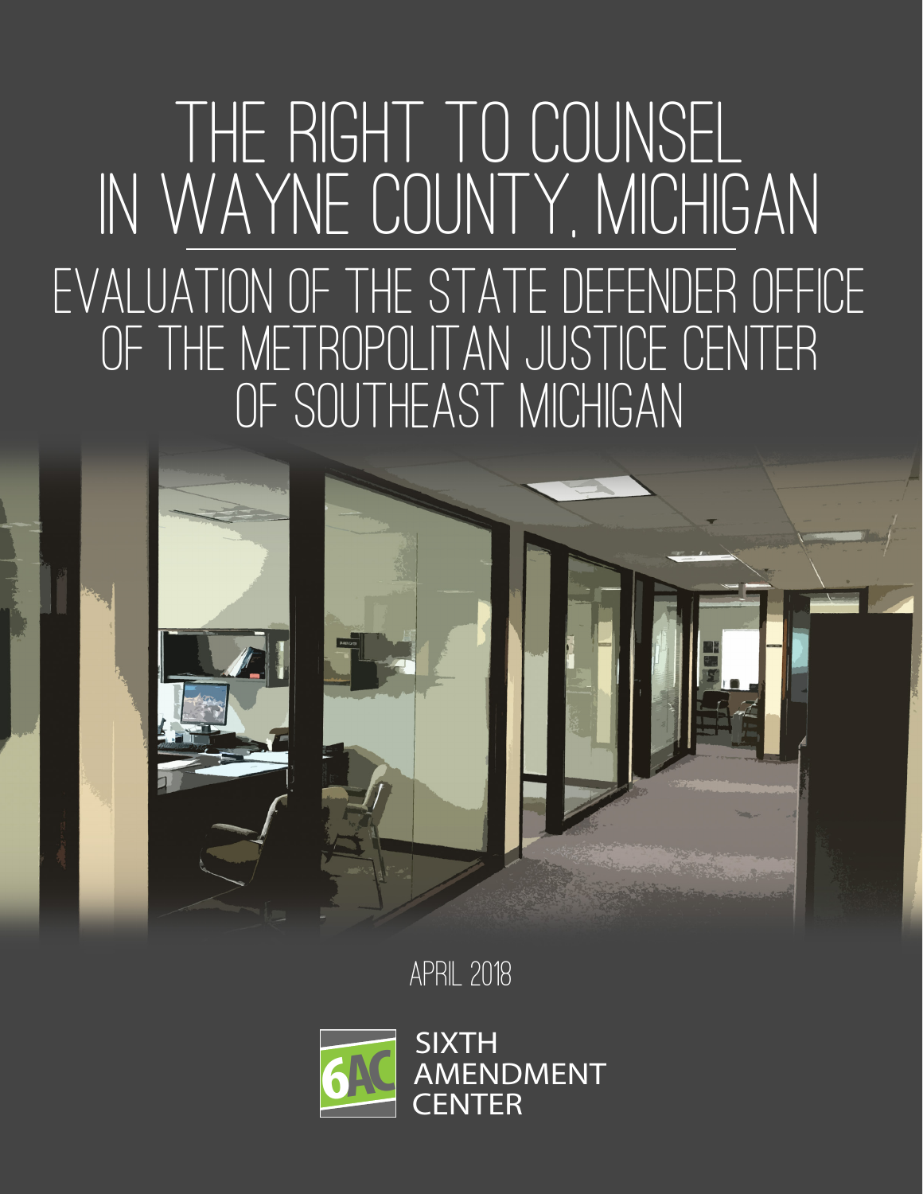# THE RIGHT TO COUNSEL IN WAYNE COUNTY, MICHIGAN

## EVALUATION OF THE STATE DEFENDER OFFICE OF THE METROPOLITAN JUSTICE CENTER OF SOUTHEAST MICHIGAN

APRIL 2018

SIXTH AMENDMENT CENTER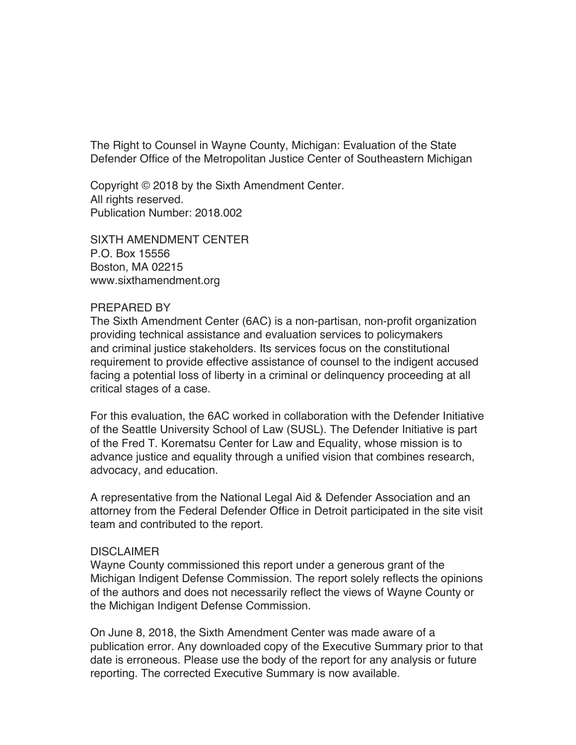The Right to Counsel in Wayne County, Michigan: Evaluation of the State Defender Office of the Metropolitan Justice Center of Southeastern Michigan

Copyright © 2018 by the Sixth Amendment Center.
All rights reserved.
Publication Number: 2018.002

SIXTH AMENDMENT CENTER
P.O. Box 15556
Boston, MA 02215
www.sixthamendment.org

PREPARED BY
The Sixth Amendment Center (6AC) is a non-partisan, non-profit organization providing technical assistance and evaluation services to policymakers and criminal justice stakeholders. Its services focus on the constitutional requirement to provide effective assistance of counsel to the indigent accused facing a potential loss of liberty in a criminal or delinquency proceeding at all critical stages of a case.

For this evaluation, the 6AC worked in collaboration with the Defender Initiative of the Seattle University School of Law (SUSL). The Defender Initiative is part of the Fred T. Korematsu Center for Law and Equality, whose mission is to advance justice and equality through a unified vision that combines research, advocacy, and education.

A representative from the National Legal Aid & Defender Association and an attorney from the Federal Defender Office in Detroit participated in the site visit team and contributed to the report.

DISCLAIMER
Wayne County commissioned this report under a generous grant of the Michigan Indigent Defense Commission. The report solely reflects the opinions of the authors and does not necessarily reflect the views of Wayne County or the Michigan Indigent Defense Commission.

On June 8, 2018, the Sixth Amendment Center was made aware of a publication error. Any downloaded copy of the Executive Summary prior to that date is erroneous. Please use the body of the report for any analysis or future reporting. The corrected Executive Summary is now available.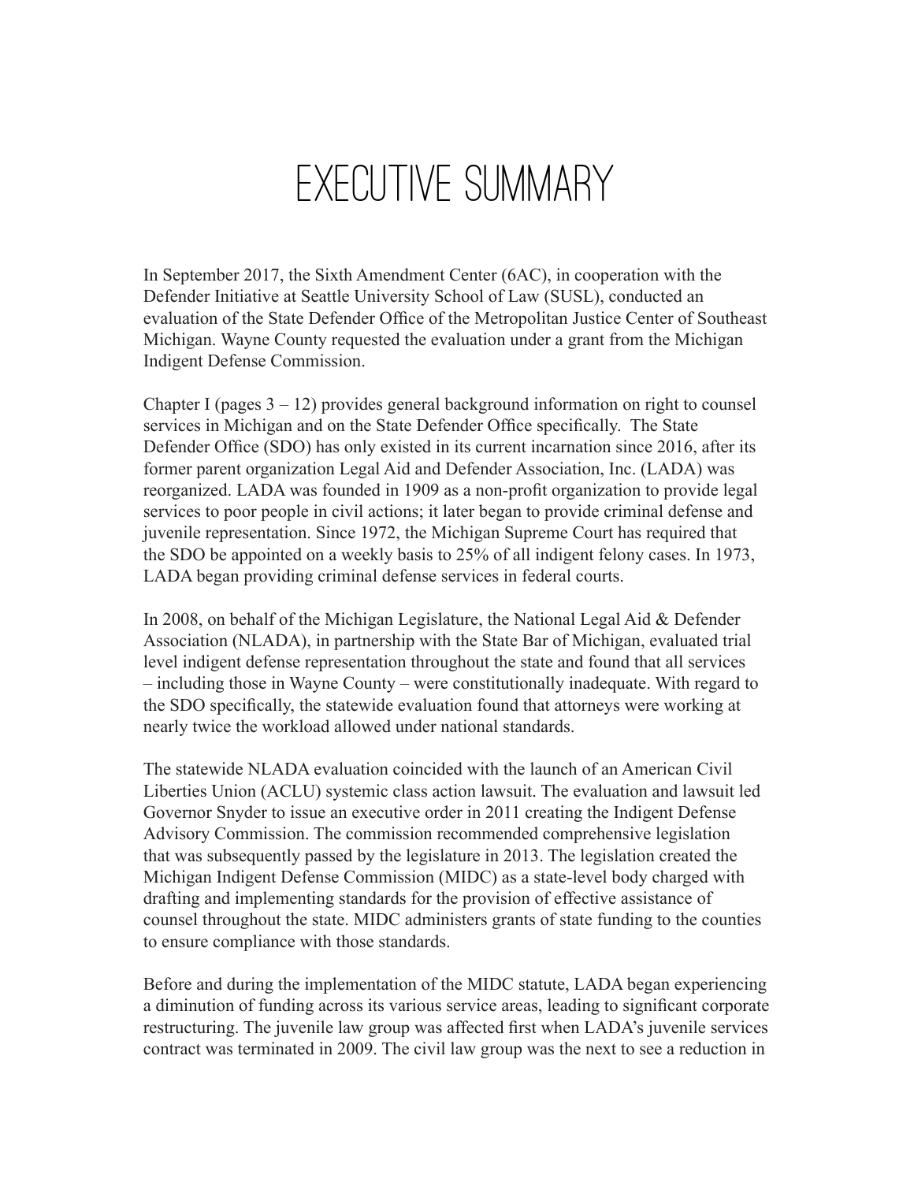# EXECUTIVE SUMMARY

In September 2017, the Sixth Amendment Center (6AC), in cooperation with the Defender Initiative at Seattle University School of Law (SUSL), conducted an evaluation of the State Defender Office of the Metropolitan Justice Center of Southeast Michigan. Wayne County requested the evaluation under a grant from the Michigan Indigent Defense Commission.

Chapter I (pages 3 – 12) provides general background information on right to counsel services in Michigan and on the State Defender Office specifically. The State Defender Office (SDO) has only existed in its current incarnation since 2016, after its former parent organization Legal Aid and Defender Association, Inc. (LADA) was reorganized. LADA was founded in 1909 as a non-profit organization to provide legal services to poor people in civil actions; it later began to provide criminal defense and juvenile representation. Since 1972, the Michigan Supreme Court has required that the SDO be appointed on a weekly basis to 25% of all indigent felony cases. In 1973, LADA began providing criminal defense services in federal courts.

In 2008, on behalf of the Michigan Legislature, the National Legal Aid & Defender Association (NLADA), in partnership with the State Bar of Michigan, evaluated trial level indigent defense representation throughout the state and found that all services – including those in Wayne County – were constitutionally inadequate. With regard to the SDO specifically, the statewide evaluation found that attorneys were working at nearly twice the workload allowed under national standards.

The statewide NLADA evaluation coincided with the launch of an American Civil Liberties Union (ACLU) systemic class action lawsuit. The evaluation and lawsuit led Governor Snyder to issue an executive order in 2011 creating the Indigent Defense Advisory Commission. The commission recommended comprehensive legislation that was subsequently passed by the legislature in 2013. The legislation created the Michigan Indigent Defense Commission (MIDC) as a state-level body charged with drafting and implementing standards for the provision of effective assistance of counsel throughout the state. MIDC administers grants of state funding to the counties to ensure compliance with those standards.

Before and during the implementation of the MIDC statute, LADA began experiencing a diminution of funding across its various service areas, leading to significant corporate restructuring. The juvenile law group was affected first when LADA's juvenile services contract was terminated in 2009. The civil law group was the next to see a reduction in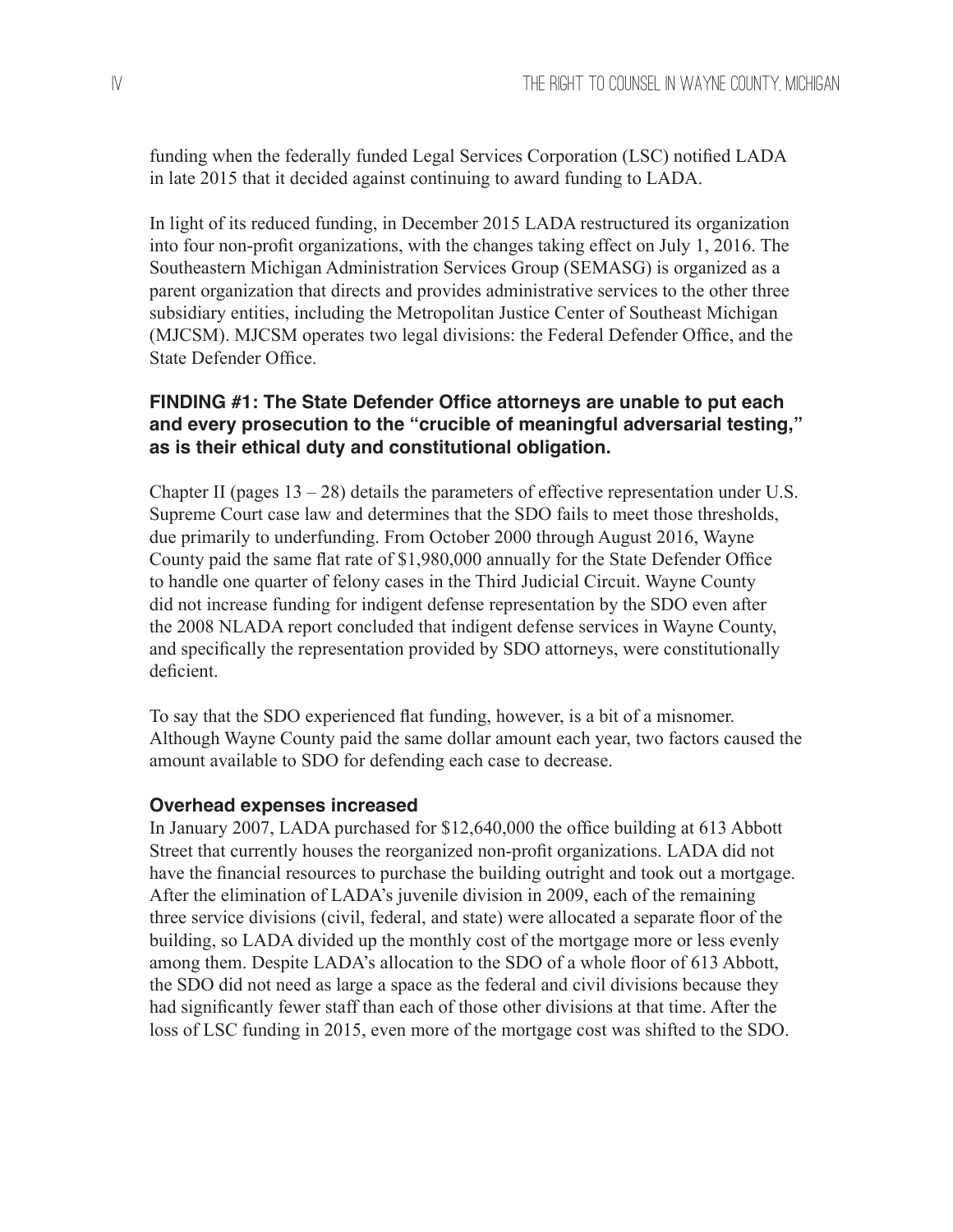funding when the federally funded Legal Services Corporation (LSC) notified LADA in late 2015 that it decided against continuing to award funding to LADA.

In light of its reduced funding, in December 2015 LADA restructured its organization into four non-profit organizations, with the changes taking effect on July 1, 2016. The Southeastern Michigan Administration Services Group (SEMASG) is organized as a parent organization that directs and provides administrative services to the other three subsidiary entities, including the Metropolitan Justice Center of Southeast Michigan (MJCSM). MJCSM operates two legal divisions: the Federal Defender Office, and the State Defender Office.

### FINDING #1: The State Defender Office attorneys are unable to put each and every prosecution to the "crucible of meaningful adversarial testing," as is their ethical duty and constitutional obligation.

Chapter II (pages 13 – 28) details the parameters of effective representation under U.S. Supreme Court case law and determines that the SDO fails to meet those thresholds, due primarily to underfunding. From October 2000 through August 2016, Wayne County paid the same flat rate of $1,980,000 annually for the State Defender Office to handle one quarter of felony cases in the Third Judicial Circuit. Wayne County did not increase funding for indigent defense representation by the SDO even after the 2008 NLADA report concluded that indigent defense services in Wayne County, and specifically the representation provided by SDO attorneys, were constitutionally deficient.

To say that the SDO experienced flat funding, however, is a bit of a misnomer. Although Wayne County paid the same dollar amount each year, two factors caused the amount available to SDO for defending each case to decrease.

#### Overhead expenses increased

In January 2007, LADA purchased for $12,640,000 the office building at 613 Abbott Street that currently houses the reorganized non-profit organizations. LADA did not have the financial resources to purchase the building outright and took out a mortgage. After the elimination of LADA's juvenile division in 2009, each of the remaining three service divisions (civil, federal, and state) were allocated a separate floor of the building, so LADA divided up the monthly cost of the mortgage more or less evenly among them. Despite LADA's allocation to the SDO of a whole floor of 613 Abbott, the SDO did not need as large a space as the federal and civil divisions because they had significantly fewer staff than each of those other divisions at that time. After the loss of LSC funding in 2015, even more of the mortgage cost was shifted to the SDO.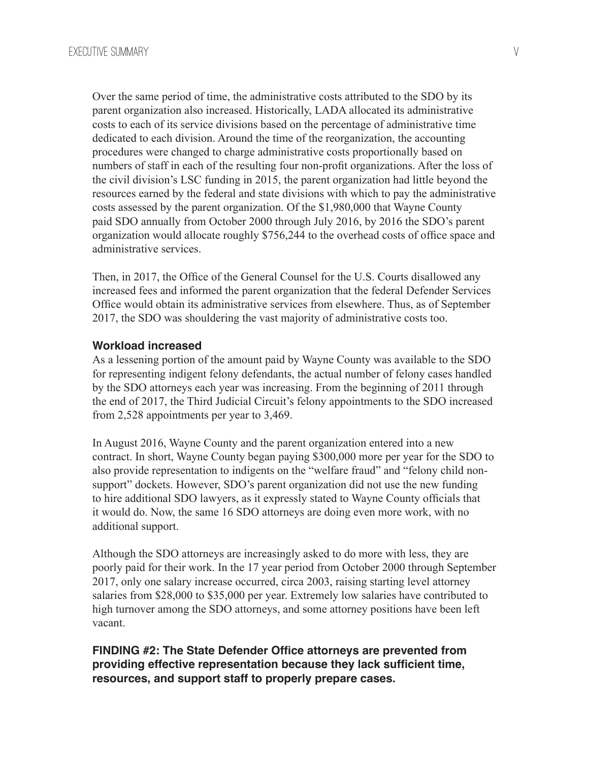Over the same period of time, the administrative costs attributed to the SDO by its parent organization also increased. Historically, LADA allocated its administrative costs to each of its service divisions based on the percentage of administrative time dedicated to each division. Around the time of the reorganization, the accounting procedures were changed to charge administrative costs proportionally based on numbers of staff in each of the resulting four non-profit organizations. After the loss of the civil division's LSC funding in 2015, the parent organization had little beyond the resources earned by the federal and state divisions with which to pay the administrative costs assessed by the parent organization. Of the $1,980,000 that Wayne County paid SDO annually from October 2000 through July 2016, by 2016 the SDO's parent organization would allocate roughly $756,244 to the overhead costs of office space and administrative services.

Then, in 2017, the Office of the General Counsel for the U.S. Courts disallowed any increased fees and informed the parent organization that the federal Defender Services Office would obtain its administrative services from elsewhere. Thus, as of September 2017, the SDO was shouldering the vast majority of administrative costs too.

#### Workload increased

As a lessening portion of the amount paid by Wayne County was available to the SDO for representing indigent felony defendants, the actual number of felony cases handled by the SDO attorneys each year was increasing. From the beginning of 2011 through the end of 2017, the Third Judicial Circuit's felony appointments to the SDO increased from 2,528 appointments per year to 3,469.

In August 2016, Wayne County and the parent organization entered into a new contract. In short, Wayne County began paying $300,000 more per year for the SDO to also provide representation to indigents on the "welfare fraud" and "felony child non-support" dockets. However, SDO's parent organization did not use the new funding to hire additional SDO lawyers, as it expressly stated to Wayne County officials that it would do. Now, the same 16 SDO attorneys are doing even more work, with no additional support.

Although the SDO attorneys are increasingly asked to do more with less, they are poorly paid for their work. In the 17 year period from October 2000 through September 2017, only one salary increase occurred, circa 2003, raising starting level attorney salaries from $28,000 to $35,000 per year. Extremely low salaries have contributed to high turnover among the SDO attorneys, and some attorney positions have been left vacant.

### FINDING #2: The State Defender Office attorneys are prevented from providing effective representation because they lack sufficient time, resources, and support staff to properly prepare cases.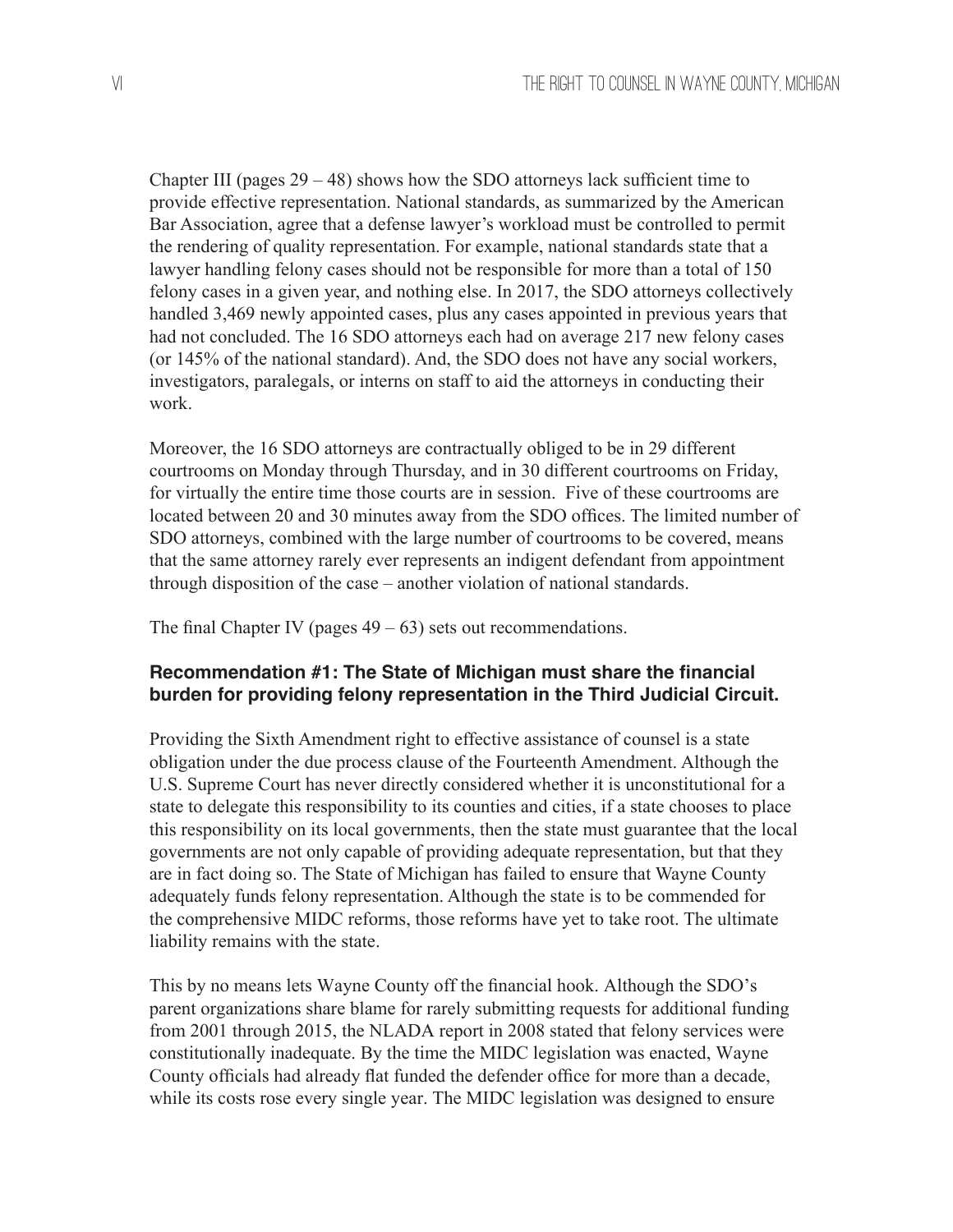Chapter III (pages 29 – 48) shows how the SDO attorneys lack sufficient time to provide effective representation. National standards, as summarized by the American Bar Association, agree that a defense lawyer's workload must be controlled to permit the rendering of quality representation. For example, national standards state that a lawyer handling felony cases should not be responsible for more than a total of 150 felony cases in a given year, and nothing else. In 2017, the SDO attorneys collectively handled 3,469 newly appointed cases, plus any cases appointed in previous years that had not concluded. The 16 SDO attorneys each had on average 217 new felony cases (or 145% of the national standard). And, the SDO does not have any social workers, investigators, paralegals, or interns on staff to aid the attorneys in conducting their work.

Moreover, the 16 SDO attorneys are contractually obliged to be in 29 different courtrooms on Monday through Thursday, and in 30 different courtrooms on Friday, for virtually the entire time those courts are in session. Five of these courtrooms are located between 20 and 30 minutes away from the SDO offices. The limited number of SDO attorneys, combined with the large number of courtrooms to be covered, means that the same attorney rarely ever represents an indigent defendant from appointment through disposition of the case – another violation of national standards.

The final Chapter IV (pages 49 – 63) sets out recommendations.

### Recommendation #1: The State of Michigan must share the financial burden for providing felony representation in the Third Judicial Circuit.

Providing the Sixth Amendment right to effective assistance of counsel is a state obligation under the due process clause of the Fourteenth Amendment. Although the U.S. Supreme Court has never directly considered whether it is unconstitutional for a state to delegate this responsibility to its counties and cities, if a state chooses to place this responsibility on its local governments, then the state must guarantee that the local governments are not only capable of providing adequate representation, but that they are in fact doing so. The State of Michigan has failed to ensure that Wayne County adequately funds felony representation. Although the state is to be commended for the comprehensive MIDC reforms, those reforms have yet to take root. The ultimate liability remains with the state.

This by no means lets Wayne County off the financial hook. Although the SDO's parent organizations share blame for rarely submitting requests for additional funding from 2001 through 2015, the NLADA report in 2008 stated that felony services were constitutionally inadequate. By the time the MIDC legislation was enacted, Wayne County officials had already flat funded the defender office for more than a decade, while its costs rose every single year. The MIDC legislation was designed to ensure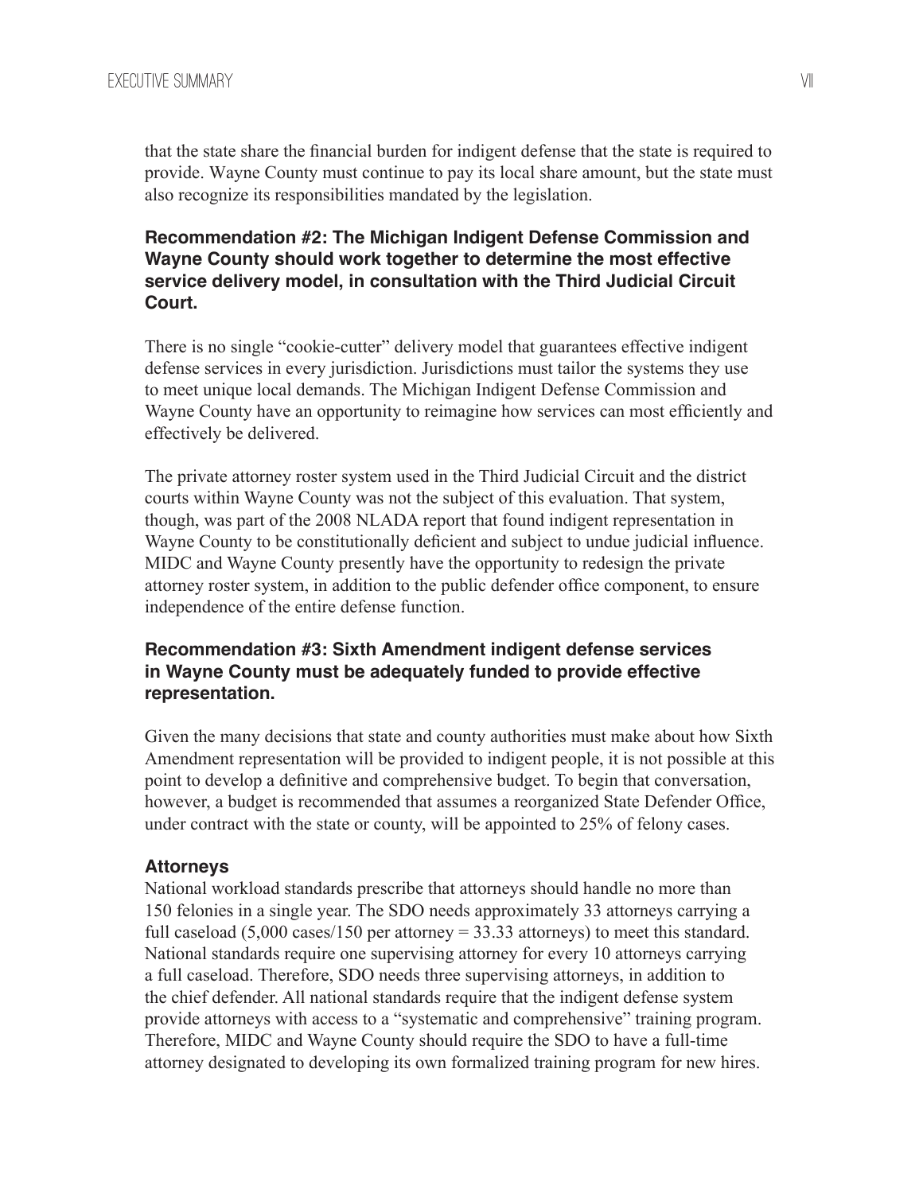that the state share the financial burden for indigent defense that the state is required to provide. Wayne County must continue to pay its local share amount, but the state must also recognize its responsibilities mandated by the legislation.

### Recommendation #2: The Michigan Indigent Defense Commission and Wayne County should work together to determine the most effective service delivery model, in consultation with the Third Judicial Circuit Court.

There is no single "cookie-cutter" delivery model that guarantees effective indigent defense services in every jurisdiction. Jurisdictions must tailor the systems they use to meet unique local demands. The Michigan Indigent Defense Commission and Wayne County have an opportunity to reimagine how services can most efficiently and effectively be delivered.

The private attorney roster system used in the Third Judicial Circuit and the district courts within Wayne County was not the subject of this evaluation. That system, though, was part of the 2008 NLADA report that found indigent representation in Wayne County to be constitutionally deficient and subject to undue judicial influence. MIDC and Wayne County presently have the opportunity to redesign the private attorney roster system, in addition to the public defender office component, to ensure independence of the entire defense function.

### Recommendation #3: Sixth Amendment indigent defense services in Wayne County must be adequately funded to provide effective representation.

Given the many decisions that state and county authorities must make about how Sixth Amendment representation will be provided to indigent people, it is not possible at this point to develop a definitive and comprehensive budget. To begin that conversation, however, a budget is recommended that assumes a reorganized State Defender Office, under contract with the state or county, will be appointed to 25% of felony cases.

#### Attorneys

National workload standards prescribe that attorneys should handle no more than 150 felonies in a single year. The SDO needs approximately 33 attorneys carrying a full caseload (5,000 cases/150 per attorney = 33.33 attorneys) to meet this standard. National standards require one supervising attorney for every 10 attorneys carrying a full caseload. Therefore, SDO needs three supervising attorneys, in addition to the chief defender. All national standards require that the indigent defense system provide attorneys with access to a "systematic and comprehensive" training program. Therefore, MIDC and Wayne County should require the SDO to have a full-time attorney designated to developing its own formalized training program for new hires.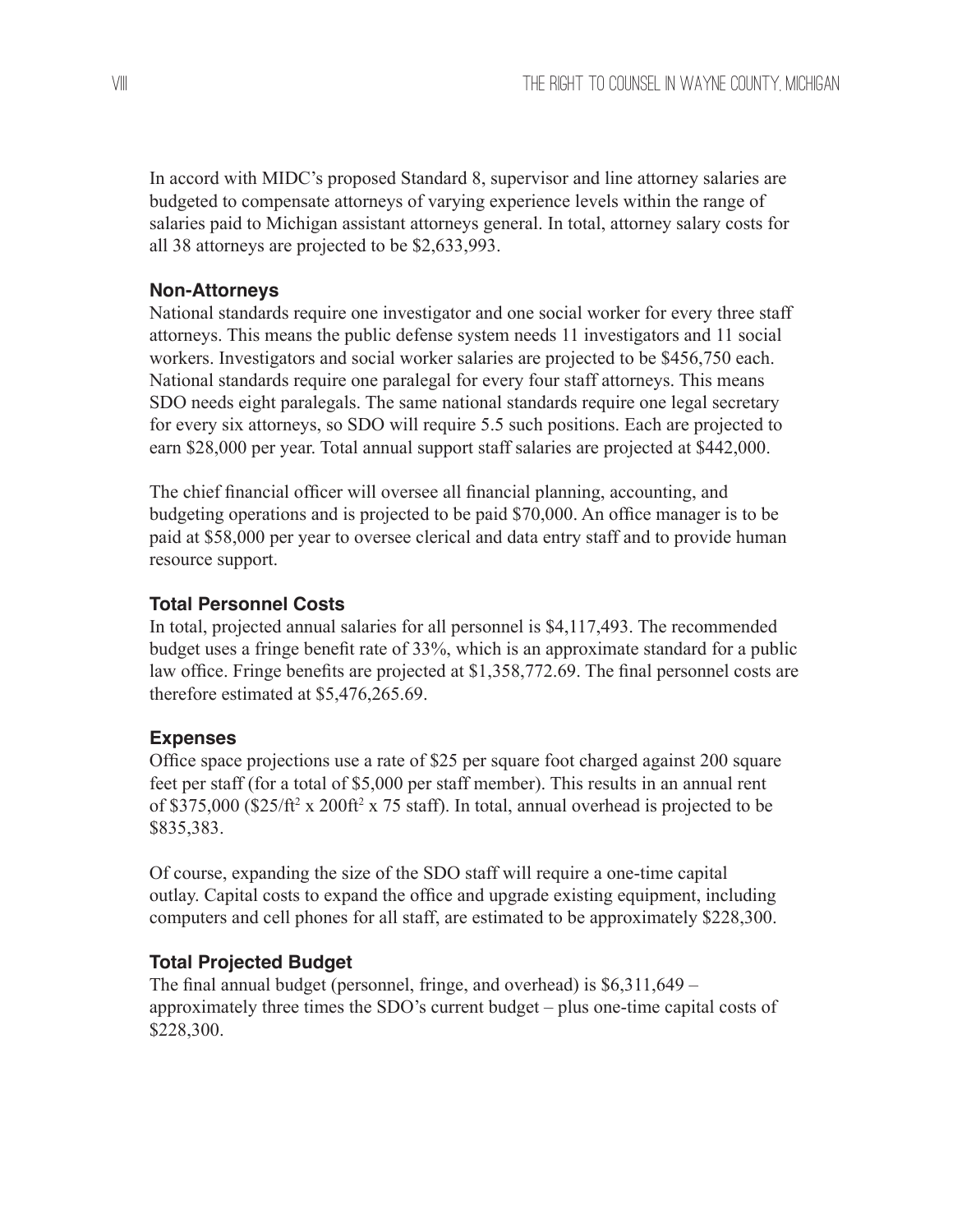In accord with MIDC's proposed Standard 8, supervisor and line attorney salaries are budgeted to compensate attorneys of varying experience levels within the range of salaries paid to Michigan assistant attorneys general. In total, attorney salary costs for all 38 attorneys are projected to be $2,633,993.

### Non-Attorneys

National standards require one investigator and one social worker for every three staff attorneys. This means the public defense system needs 11 investigators and 11 social workers. Investigators and social worker salaries are projected to be $456,750 each. National standards require one paralegal for every four staff attorneys. This means SDO needs eight paralegals. The same national standards require one legal secretary for every six attorneys, so SDO will require 5.5 such positions. Each are projected to earn $28,000 per year. Total annual support staff salaries are projected at $442,000.

The chief financial officer will oversee all financial planning, accounting, and budgeting operations and is projected to be paid $70,000. An office manager is to be paid at $58,000 per year to oversee clerical and data entry staff and to provide human resource support.

### Total Personnel Costs

In total, projected annual salaries for all personnel is $4,117,493. The recommended budget uses a fringe benefit rate of 33%, which is an approximate standard for a public law office. Fringe benefits are projected at $1,358,772.69. The final personnel costs are therefore estimated at $5,476,265.69.

### Expenses

Office space projections use a rate of $25 per square foot charged against 200 square feet per staff (for a total of $5,000 per staff member). This results in an annual rent of $375,000 ($25/ft$^2$ x 200ft$^2$ x 75 staff). In total, annual overhead is projected to be $835,383.

Of course, expanding the size of the SDO staff will require a one-time capital outlay. Capital costs to expand the office and upgrade existing equipment, including computers and cell phones for all staff, are estimated to be approximately $228,300.

### Total Projected Budget

The final annual budget (personnel, fringe, and overhead) is $6,311,649 – approximately three times the SDO's current budget – plus one-time capital costs of $228,300.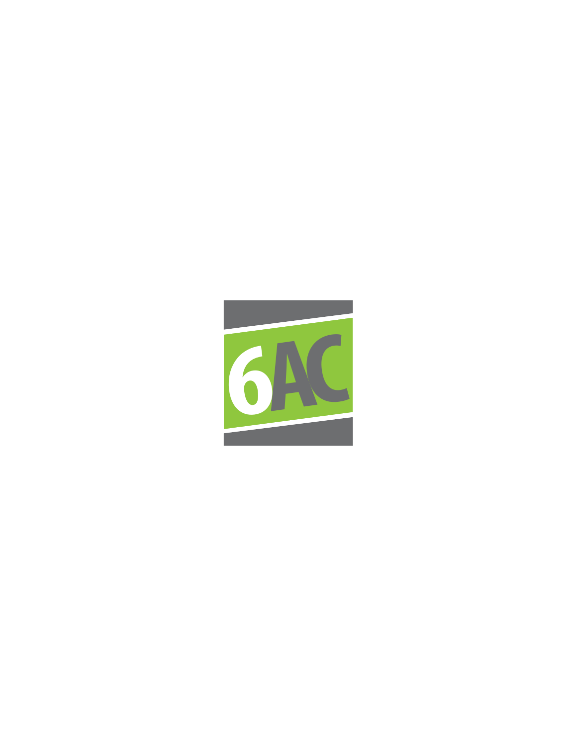6AC